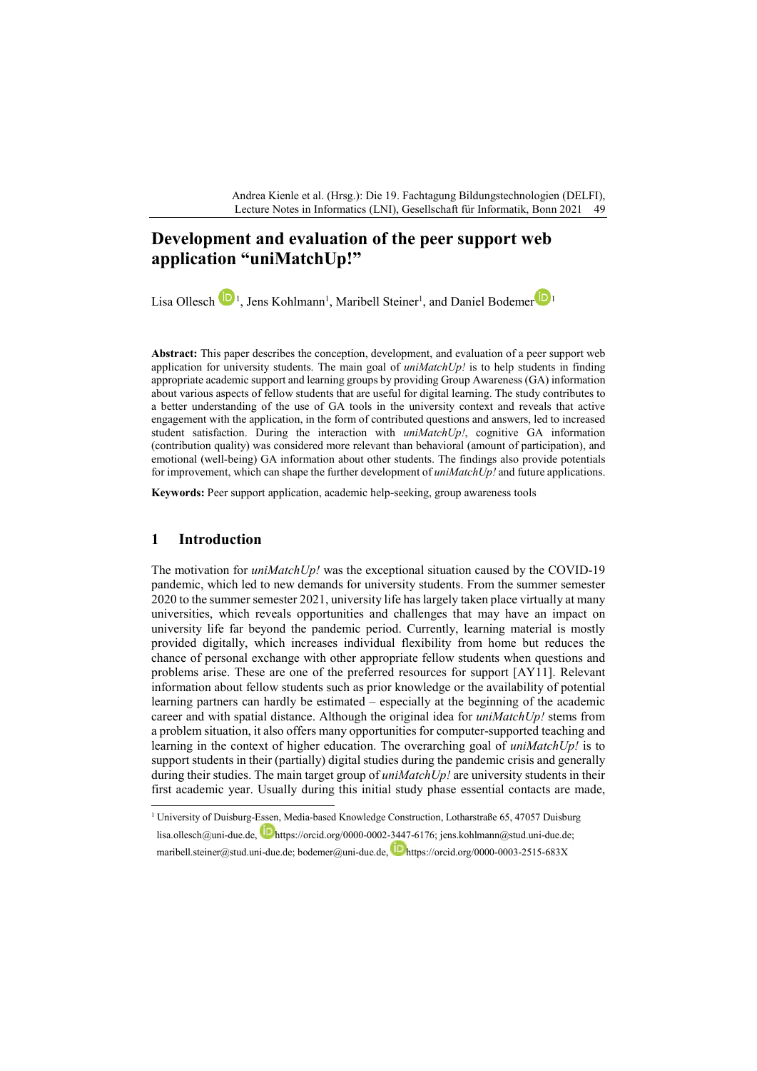# Development and evaluation of the peer support web application "uniMatchUp!"

Lisa Ollesch [1], Jens Kohlmann[1], Maribell Steiner[1], and Daniel Bodemer [1]

**Abstract:** This paper describes the conception, development, and evaluation of a peer support web application for university students. The main goal of *uniMatchUp!* is to help students in finding appropriate academic support and learning groups by providing Group Awareness (GA) information about various aspects of fellow students that are useful for digital learning. The study contributes to a better understanding of the use of GA tools in the university context and reveals that active engagement with the application, in the form of contributed questions and answers, led to increased student satisfaction. During the interaction with *uniMatchUp!*, cognitive GA information (contribution quality) was considered more relevant than behavioral (amount of participation), and emotional (well-being) GA information about other students. The findings also provide potentials for improvement, which can shape the further development of *uniMatchUp!* and future applications.

**Keywords:** Peer support application, academic help-seeking, group awareness tools

## 1 Introduction

The motivation for *uniMatchUp!* was the exceptional situation caused by the COVID-19 pandemic, which led to new demands for university students. From the summer semester 2020 to the summer semester 2021, university life has largely taken place virtually at many universities, which reveals opportunities and challenges that may have an impact on university life far beyond the pandemic period. Currently, learning material is mostly provided digitally, which increases individual flexibility from home but reduces the chance of personal exchange with other appropriate fellow students when questions and problems arise. These are one of the preferred resources for support [AY11]. Relevant information about fellow students such as prior knowledge or the availability of potential learning partners can hardly be estimated – especially at the beginning of the academic career and with spatial distance. Although the original idea for *uniMatchUp!* stems from a problem situation, it also offers many opportunities for computer-supported teaching and learning in the context of higher education. The overarching goal of *uniMatchUp!* is to support students in their (partially) digital studies during the pandemic crisis and generally during their studies. The main target group of *uniMatchUp!* are university students in their first academic year. Usually during this initial study phase essential contacts are made,

[1] University of Duisburg-Essen, Media-based Knowledge Construction, Lotharstraße 65, 47057 Duisburg lisa.ollesch@uni-due.de, https://orcid.org/0000-0002-3447-6176; jens.kohlmann@stud.uni-due.de; maribell.steiner@stud.uni-due.de; bodemer@uni-due.de, https://orcid.org/0000-0003-2515-683X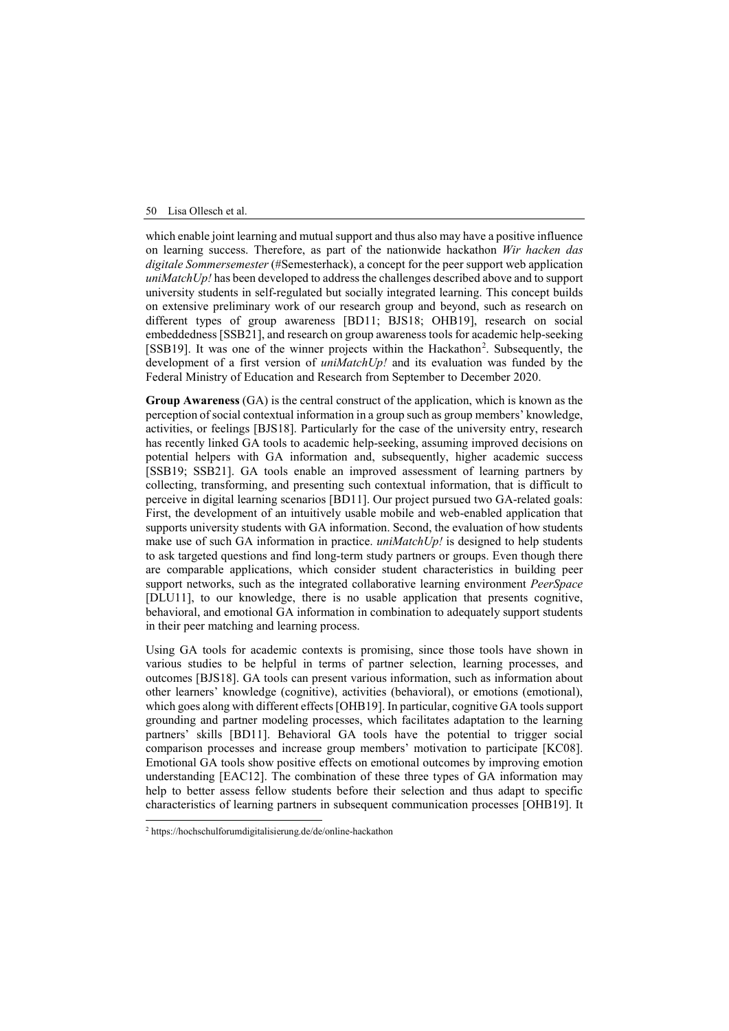which enable joint learning and mutual support and thus also may have a positive influence on learning success. Therefore, as part of the nationwide hackathon *Wir hacken das digitale Sommersemester* (#Semesterhack), a concept for the peer support web application *uniMatchUp!* has been developed to address the challenges described above and to support university students in self-regulated but socially integrated learning. This concept builds on extensive preliminary work of our research group and beyond, such as research on different types of group awareness [BD11; BJS18; OHB19], research on social embeddedness [SSB21], and research on group awareness tools for academic help-seeking [SSB19]. It was one of the winner projects within the Hackathon[2]. Subsequently, the development of a first version of *uniMatchUp!* and its evaluation was funded by the Federal Ministry of Education and Research from September to December 2020.

**Group Awareness** (GA) is the central construct of the application, which is known as the perception of social contextual information in a group such as group members' knowledge, activities, or feelings [BJS18]. Particularly for the case of the university entry, research has recently linked GA tools to academic help-seeking, assuming improved decisions on potential helpers with GA information and, subsequently, higher academic success [SSB19; SSB21]. GA tools enable an improved assessment of learning partners by collecting, transforming, and presenting such contextual information, that is difficult to perceive in digital learning scenarios [BD11]. Our project pursued two GA-related goals: First, the development of an intuitively usable mobile and web-enabled application that supports university students with GA information. Second, the evaluation of how students make use of such GA information in practice. *uniMatchUp!* is designed to help students to ask targeted questions and find long-term study partners or groups. Even though there are comparable applications, which consider student characteristics in building peer support networks, such as the integrated collaborative learning environment *PeerSpace* [DLU11], to our knowledge, there is no usable application that presents cognitive, behavioral, and emotional GA information in combination to adequately support students in their peer matching and learning process.

Using GA tools for academic contexts is promising, since those tools have shown in various studies to be helpful in terms of partner selection, learning processes, and outcomes [BJS18]. GA tools can present various information, such as information about other learners' knowledge (cognitive), activities (behavioral), or emotions (emotional), which goes along with different effects [OHB19]. In particular, cognitive GA tools support grounding and partner modeling processes, which facilitates adaptation to the learning partners' skills [BD11]. Behavioral GA tools have the potential to trigger social comparison processes and increase group members' motivation to participate [KC08]. Emotional GA tools show positive effects on emotional outcomes by improving emotion understanding [EAC12]. The combination of these three types of GA information may help to better assess fellow students before their selection and thus adapt to specific characteristics of learning partners in subsequent communication processes [OHB19]. It

[2] https://hochschulforumdigitalisierung.de/de/online-hackathon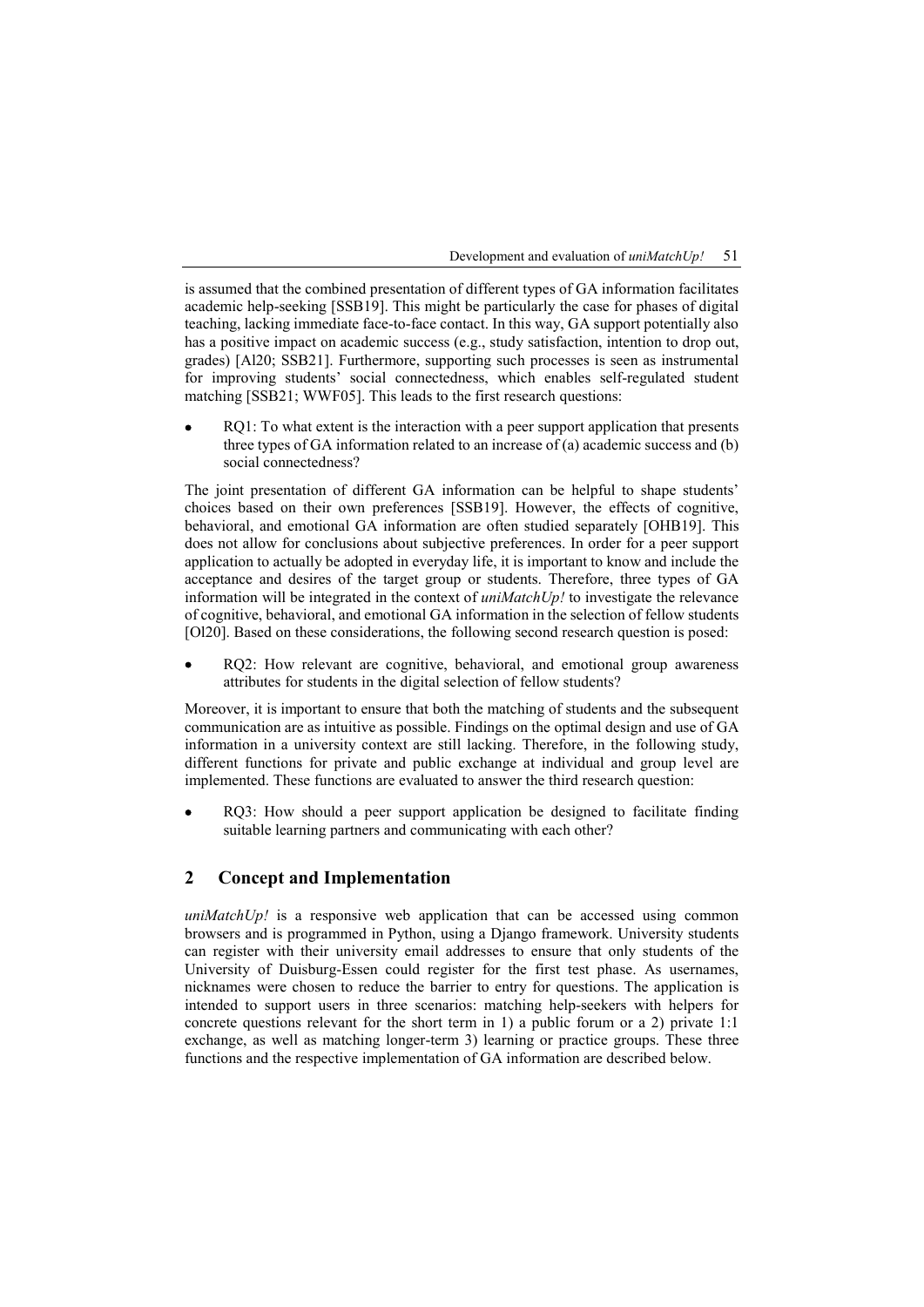is assumed that the combined presentation of different types of GA information facilitates academic help-seeking [SSB19]. This might be particularly the case for phases of digital teaching, lacking immediate face-to-face contact. In this way, GA support potentially also has a positive impact on academic success (e.g., study satisfaction, intention to drop out, grades) [Al20; SSB21]. Furthermore, supporting such processes is seen as instrumental for improving students' social connectedness, which enables self-regulated student matching [SSB21; WWF05]. This leads to the first research questions:

- RQ1: To what extent is the interaction with a peer support application that presents three types of GA information related to an increase of (a) academic success and (b) social connectedness?

The joint presentation of different GA information can be helpful to shape students' choices based on their own preferences [SSB19]. However, the effects of cognitive, behavioral, and emotional GA information are often studied separately [OHB19]. This does not allow for conclusions about subjective preferences. In order for a peer support application to actually be adopted in everyday life, it is important to know and include the acceptance and desires of the target group or students. Therefore, three types of GA information will be integrated in the context of *uniMatchUp!* to investigate the relevance of cognitive, behavioral, and emotional GA information in the selection of fellow students [Ol20]. Based on these considerations, the following second research question is posed:

- RQ2: How relevant are cognitive, behavioral, and emotional group awareness attributes for students in the digital selection of fellow students?

Moreover, it is important to ensure that both the matching of students and the subsequent communication are as intuitive as possible. Findings on the optimal design and use of GA information in a university context are still lacking. Therefore, in the following study, different functions for private and public exchange at individual and group level are implemented. These functions are evaluated to answer the third research question:

- RQ3: How should a peer support application be designed to facilitate finding suitable learning partners and communicating with each other?

## 2 Concept and Implementation

*uniMatchUp!* is a responsive web application that can be accessed using common browsers and is programmed in Python, using a Django framework. University students can register with their university email addresses to ensure that only students of the University of Duisburg-Essen could register for the first test phase. As usernames, nicknames were chosen to reduce the barrier to entry for questions. The application is intended to support users in three scenarios: matching help-seekers with helpers for concrete questions relevant for the short term in 1) a public forum or a 2) private 1:1 exchange, as well as matching longer-term 3) learning or practice groups. These three functions and the respective implementation of GA information are described below.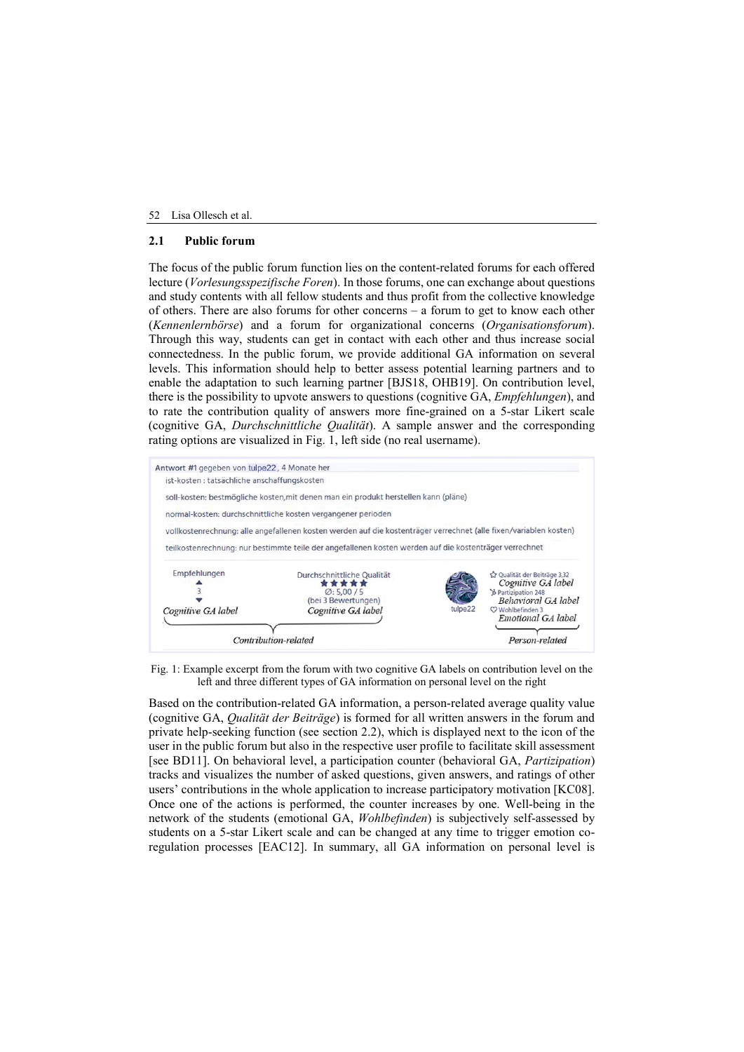### 2.1 Public forum

The focus of the public forum function lies on the content-related forums for each offered lecture (*Vorlesungsspezifische Foren*). In those forums, one can exchange about questions and study contents with all fellow students and thus profit from the collective knowledge of others. There are also forums for other concerns – a forum to get to know each other (*Kennenlernbörse*) and a forum for organizational concerns (*Organisationsforum*). Through this way, students can get in contact with each other and thus increase social connectedness. In the public forum, we provide additional GA information on several levels. This information should help to better assess potential learning partners and to enable the adaptation to such learning partner [BJS18, OHB19]. On contribution level, there is the possibility to upvote answers to questions (cognitive GA, *Empfehlungen*), and to rate the contribution quality of answers more fine-grained on a 5-star Likert scale (cognitive GA, *Durchschnittliche Qualität*). A sample answer and the corresponding rating options are visualized in Fig. 1, left side (no real username).

Antwort #1 gegeben von tulpe22, 4 Monate her

ist-kosten : tatsächliche anschaffungskosten

soll-kosten: bestmögliche kosten,mit denen man ein produkt herstellen kann (pläne)

normal-kosten: durchschnittliche kosten vergangener perioden

vollkostenrechnung: alle angefallenen kosten werden auf die kostenträger verrechnet (alle fixen/variablen kosten)

teilkostenrechnung: nur bestimmte teile der angefallenen kosten werden auf die kostenträger verrechnet

Empfehlungen
3
*Cognitive GA label*

Durchschnittliche Qualität
★★★★★
Ø: 5,00 / 5
(bei 3 Bewertungen)
*Cognitive GA label*

*Contribution-related*

tulpe22

Qualität der Beiträge 3,32
*Cognitive GA label*
Partizipation 248
*Behavioral GA label*
Wohlbefinden 3
*Emotional GA label*

*Person-related*

Fig. 1: Example excerpt from the forum with two cognitive GA labels on contribution level on the left and three different types of GA information on personal level on the right

Based on the contribution-related GA information, a person-related average quality value (cognitive GA, *Qualität der Beiträge*) is formed for all written answers in the forum and private help-seeking function (see section 2.2), which is displayed next to the icon of the user in the public forum but also in the respective user profile to facilitate skill assessment [see BD11]. On behavioral level, a participation counter (behavioral GA, *Partizipation*) tracks and visualizes the number of asked questions, given answers, and ratings of other users' contributions in the whole application to increase participatory motivation [KC08]. Once one of the actions is performed, the counter increases by one. Well-being in the network of the students (emotional GA, *Wohlbefinden*) is subjectively self-assessed by students on a 5-star Likert scale and can be changed at any time to trigger emotion co-regulation processes [EAC12]. In summary, all GA information on personal level is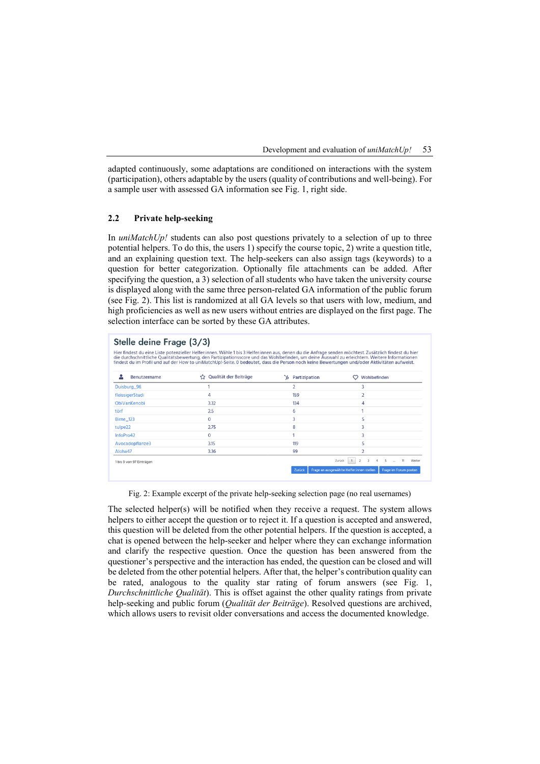adapted continuously, some adaptations are conditioned on interactions with the system (participation), others adaptable by the users (quality of contributions and well-being). For a sample user with assessed GA information see Fig. 1, right side.

## 2.2 Private help-seeking

In *uniMatchUp!* students can also post questions privately to a selection of up to three potential helpers. To do this, the users 1) specify the course topic, 2) write a question title, and an explaining question text. The help-seekers can also assign tags (keywords) to a question for better categorization. Optionally file attachments can be added. After specifying the question, a 3) selection of all students who have taken the university course is displayed along with the same three person-related GA information of the public forum (see Fig. 2). This list is randomized at all GA levels so that users with low, medium, and high proficiencies as well as new users without entries are displayed on the first page. The selection interface can be sorted by these GA attributes.

**Stelle deine Frage (3/3)**

Hier findest du eine Liste potenzieller Helfer:innen. Wähle 1 bis 3 Helfer:innen aus, denen du die Anfrage senden möchtest. Zusätzlich findest du hier die durchschnittliche Qualitätsbewertung, den Partizipationsscore und das Wohlbefinden, um deine Auswahl zu erleichtern. Weitere Informationen findest du im Profil und auf der How to uniMatchUp!-Seite. 0 bedeutet, dass die Person noch keine Bewertungen und/oder Aktivitäten aufweist.

| Benutzername | Qualität der Beiträge | Partizipation | Wohlbefinden |
|---|---|---|---|
| Duisburg_96 | 1 | 2 | 3 |
| fleissigerStudi | 4 | 159 | 2 |
| ObiVanKenobi | 3.32 | 134 | 4 |
| torf | 2.5 | 6 | 1 |
| Birne_123 | 0 | 3 | 5 |
| tulpe22 | 2.75 | 8 | 3 |
| InfoPro42 | 0 | 1 | 3 |
| Avocadopflanze3 | 3.15 | 119 | 5 |
| Aloha47 | 3.36 | 99 | 2 |

1 bis 9 von 97 Einträgen — Zurück 1 2 3 4 5 … 11 Weiter

Zurück | Frage an ausgewählte Helfer:innen stellen | Frage im Forum posten

Fig. 2: Example excerpt of the private help-seeking selection page (no real usernames)

The selected helper(s) will be notified when they receive a request. The system allows helpers to either accept the question or to reject it. If a question is accepted and answered, this question will be deleted from the other potential helpers. If the question is accepted, a chat is opened between the help-seeker and helper where they can exchange information and clarify the respective question. Once the question has been answered from the questioner's perspective and the interaction has ended, the question can be closed and will be deleted from the other potential helpers. After that, the helper's contribution quality can be rated, analogous to the quality star rating of forum answers (see Fig. 1, *Durchschnittliche Qualität*). This is offset against the other quality ratings from private help-seeking and public forum (*Qualität der Beiträge*). Resolved questions are archived, which allows users to revisit older conversations and access the documented knowledge.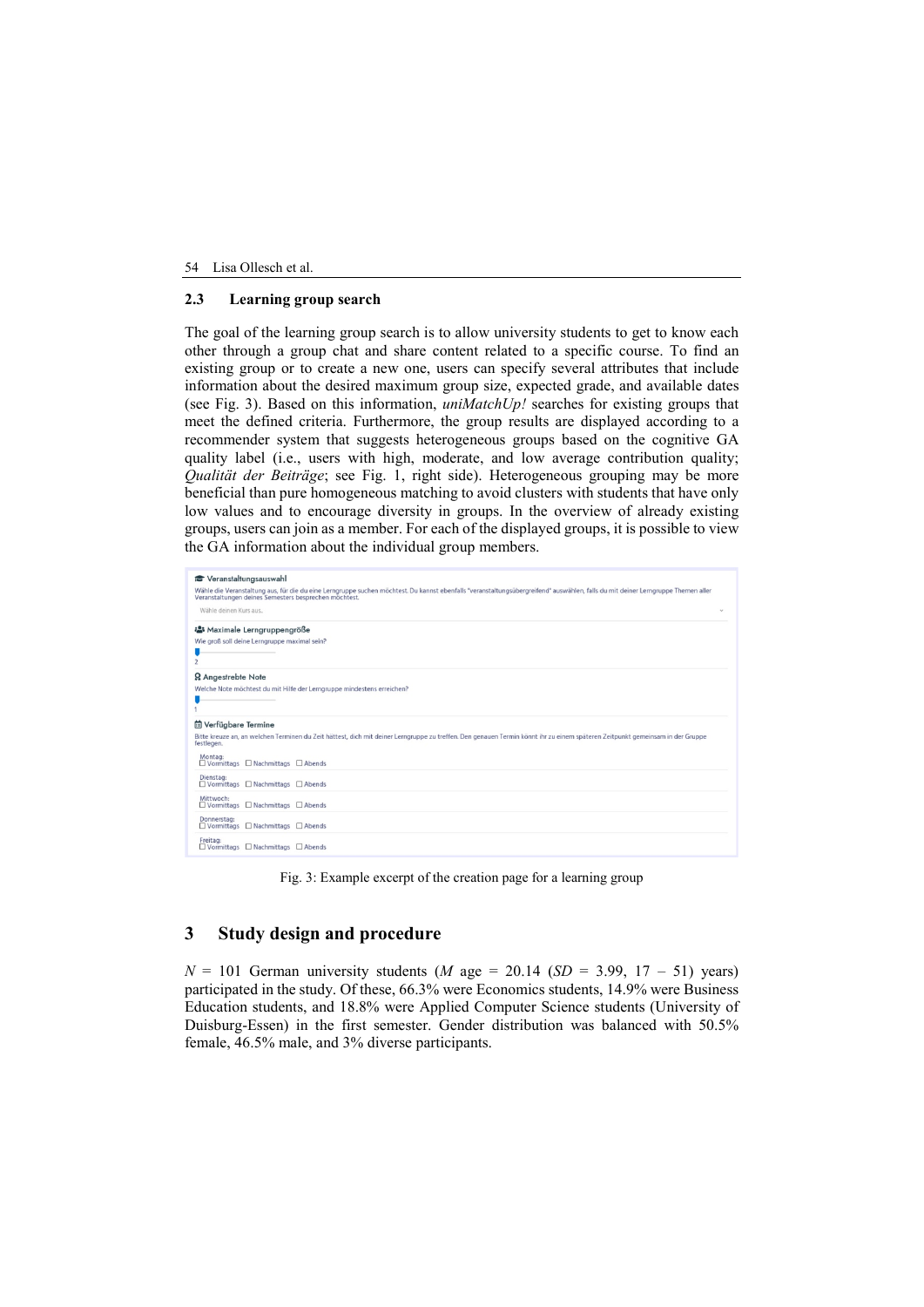## 2.3 Learning group search

The goal of the learning group search is to allow university students to get to know each other through a group chat and share content related to a specific course. To find an existing group or to create a new one, users can specify several attributes that include information about the desired maximum group size, expected grade, and available dates (see Fig. 3). Based on this information, *uniMatchUp!* searches for existing groups that meet the defined criteria. Furthermore, the group results are displayed according to a recommender system that suggests heterogeneous groups based on the cognitive GA quality label (i.e., users with high, moderate, and low average contribution quality; *Qualität der Beiträge*; see Fig. 1, right side). Heterogeneous grouping may be more beneficial than pure homogeneous matching to avoid clusters with students that have only low values and to encourage diversity in groups. In the overview of already existing groups, users can join as a member. For each of the displayed groups, it is possible to view the GA information about the individual group members.

**Veranstaltungsauswahl**

Wähle die Veranstaltung aus, für die du eine Lerngruppe suchen möchtest. Du kannst ebenfalls "veranstaltungsübergreifend" auswählen, falls du mit deiner Lerngruppe Themen aller Veranstaltungen deines Semesters besprechen möchtest.

Wähle deinen Kurs aus.

**Maximale Lerngruppengröße**

Wie groß soll deine Lerngruppe maximal sein?

2

**Angestrebte Note**

Welche Note möchtest du mit Hilfe der Lerngruppe mindestens erreichen?

1

**Verfügbare Termine**

Bitte kreuze an, an welchen Terminen du Zeit hättest, dich mit deiner Lerngruppe zu treffen. Den genauen Termin könnt ihr zu einem späteren Zeitpunkt gemeinsam in der Gruppe festlegen.

Montag:
☐ Vormittags ☐ Nachmittags ☐ Abends

Dienstag:
☐ Vormittags ☐ Nachmittags ☐ Abends

Mittwoch:
☐ Vormittags ☐ Nachmittags ☐ Abends

Donnerstag:
☐ Vormittags ☐ Nachmittags ☐ Abends

Freitag:
☐ Vormittags ☐ Nachmittags ☐ Abends

Fig. 3: Example excerpt of the creation page for a learning group

# 3 Study design and procedure

*N* = 101 German university students (*M* age = 20.14 (*SD* = 3.99, 17 – 51) years) participated in the study. Of these, 66.3% were Economics students, 14.9% were Business Education students, and 18.8% were Applied Computer Science students (University of Duisburg-Essen) in the first semester. Gender distribution was balanced with 50.5% female, 46.5% male, and 3% diverse participants.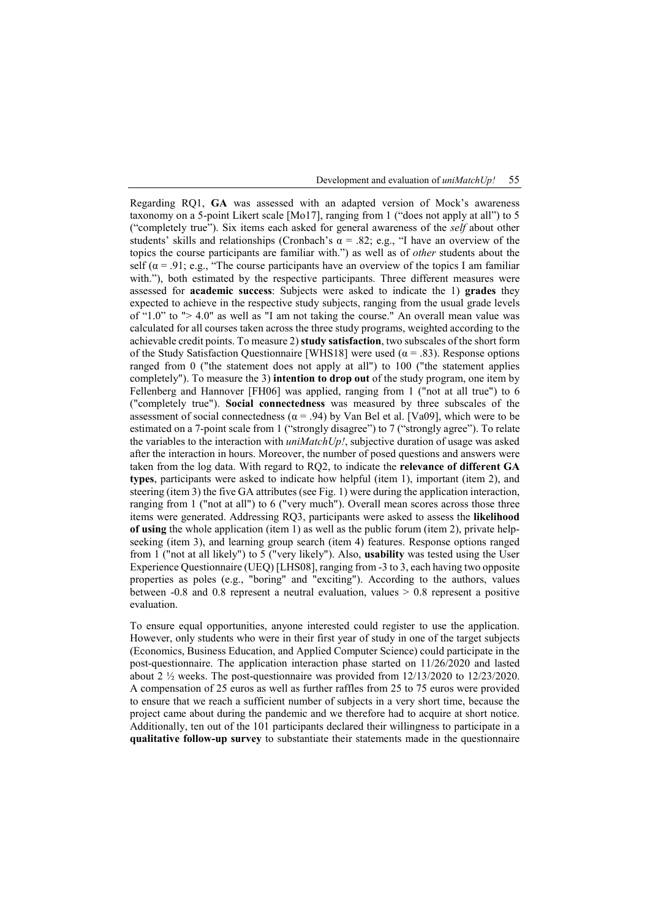Regarding RQ1, **GA** was assessed with an adapted version of Mock's awareness taxonomy on a 5-point Likert scale [Mo17], ranging from 1 ("does not apply at all") to 5 ("completely true"). Six items each asked for general awareness of the *self* about other students' skills and relationships (Cronbach's $\alpha = .82$; e.g., "I have an overview of the topics the course participants are familiar with.") as well as of *other* students about the self ($\alpha = .91$; e.g., "The course participants have an overview of the topics I am familiar with."), both estimated by the respective participants. Three different measures were assessed for **academic success**: Subjects were asked to indicate the 1) **grades** they expected to achieve in the respective study subjects, ranging from the usual grade levels of "1.0" to "> 4.0" as well as "I am not taking the course." An overall mean value was calculated for all courses taken across the three study programs, weighted according to the achievable credit points. To measure 2) **study satisfaction**, two subscales of the short form of the Study Satisfaction Questionnaire [WHS18] were used ($\alpha = .83$). Response options ranged from 0 ("the statement does not apply at all") to 100 ("the statement applies completely"). To measure the 3) **intention to drop out** of the study program, one item by Fellenberg and Hannover [FH06] was applied, ranging from 1 ("not at all true") to 6 ("completely true"). **Social connectedness** was measured by three subscales of the assessment of social connectedness ($\alpha = .94$) by Van Bel et al. [Va09], which were to be estimated on a 7-point scale from 1 ("strongly disagree") to 7 ("strongly agree"). To relate the variables to the interaction with *uniMatchUp!*, subjective duration of usage was asked after the interaction in hours. Moreover, the number of posed questions and answers were taken from the log data. With regard to RQ2, to indicate the **relevance of different GA types**, participants were asked to indicate how helpful (item 1), important (item 2), and steering (item 3) the five GA attributes (see Fig. 1) were during the application interaction, ranging from 1 ("not at all") to 6 ("very much"). Overall mean scores across those three items were generated. Addressing RQ3, participants were asked to assess the **likelihood of using** the whole application (item 1) as well as the public forum (item 2), private help-seeking (item 3), and learning group search (item 4) features. Response options ranged from 1 ("not at all likely") to 5 ("very likely"). Also, **usability** was tested using the User Experience Questionnaire (UEQ) [LHS08], ranging from -3 to 3, each having two opposite properties as poles (e.g., "boring" and "exciting"). According to the authors, values between -0.8 and 0.8 represent a neutral evaluation, values > 0.8 represent a positive evaluation.

To ensure equal opportunities, anyone interested could register to use the application. However, only students who were in their first year of study in one of the target subjects (Economics, Business Education, and Applied Computer Science) could participate in the post-questionnaire. The application interaction phase started on 11/26/2020 and lasted about 2 ½ weeks. The post-questionnaire was provided from 12/13/2020 to 12/23/2020. A compensation of 25 euros as well as further raffles from 25 to 75 euros were provided to ensure that we reach a sufficient number of subjects in a very short time, because the project came about during the pandemic and we therefore had to acquire at short notice. Additionally, ten out of the 101 participants declared their willingness to participate in a **qualitative follow-up survey** to substantiate their statements made in the questionnaire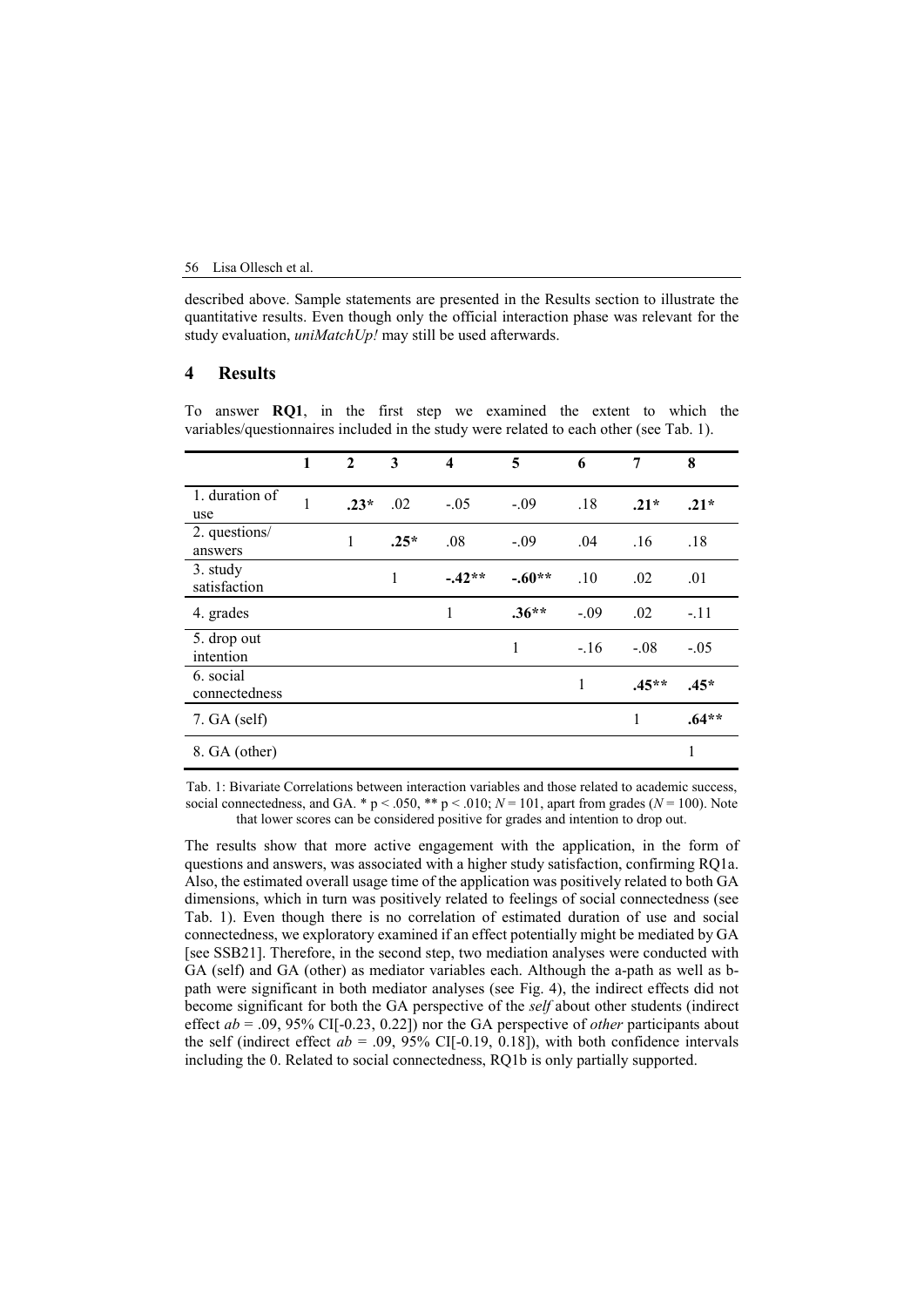described above. Sample statements are presented in the Results section to illustrate the quantitative results. Even though only the official interaction phase was relevant for the study evaluation, *uniMatchUp!* may still be used afterwards.

## 4 Results

To answer **RQ1**, in the first step we examined the extent to which the variables/questionnaires included in the study were related to each other (see Tab. 1).

| | 1 | 2 | 3 | 4 | 5 | 6 | 7 | 8 |
|---|---|---|---|---|---|---|---|---|
| 1. duration of use | 1 | **.23*** | .02 | -.05 | -.09 | .18 | **.21*** | **.21*** |
| 2. questions/ answers | | 1 | **.25*** | .08 | -.09 | .04 | .16 | .18 |
| 3. study satisfaction | | | 1 | **-.42**** | **-.60**** | .10 | .02 | .01 |
| 4. grades | | | | 1 | **.36**** | -.09 | .02 | -.11 |
| 5. drop out intention | | | | | 1 | -.16 | -.08 | -.05 |
| 6. social connectedness | | | | | | 1 | **.45**** | **.45*** |
| 7. GA (self) | | | | | | | 1 | **.64**** |
| 8. GA (other) | | | | | | | | 1 |

Tab. 1: Bivariate Correlations between interaction variables and those related to academic success, social connectedness, and GA. * $p < .050$, ** $p < .010$; $N = 101$, apart from grades ($N = 100$). Note that lower scores can be considered positive for grades and intention to drop out.

The results show that more active engagement with the application, in the form of questions and answers, was associated with a higher study satisfaction, confirming RQ1a. Also, the estimated overall usage time of the application was positively related to both GA dimensions, which in turn was positively related to feelings of social connectedness (see Tab. 1). Even though there is no correlation of estimated duration of use and social connectedness, we exploratory examined if an effect potentially might be mediated by GA [see SSB21]. Therefore, in the second step, two mediation analyses were conducted with GA (self) and GA (other) as mediator variables each. Although the a-path as well as b-path were significant in both mediator analyses (see Fig. 4), the indirect effects did not become significant for both the GA perspective of the *self* about other students (indirect effect $ab = .09$, 95% CI[-0.23, 0.22]) nor the GA perspective of *other* participants about the self (indirect effect $ab = .09$, 95% CI[-0.19, 0.18]), with both confidence intervals including the 0. Related to social connectedness, RQ1b is only partially supported.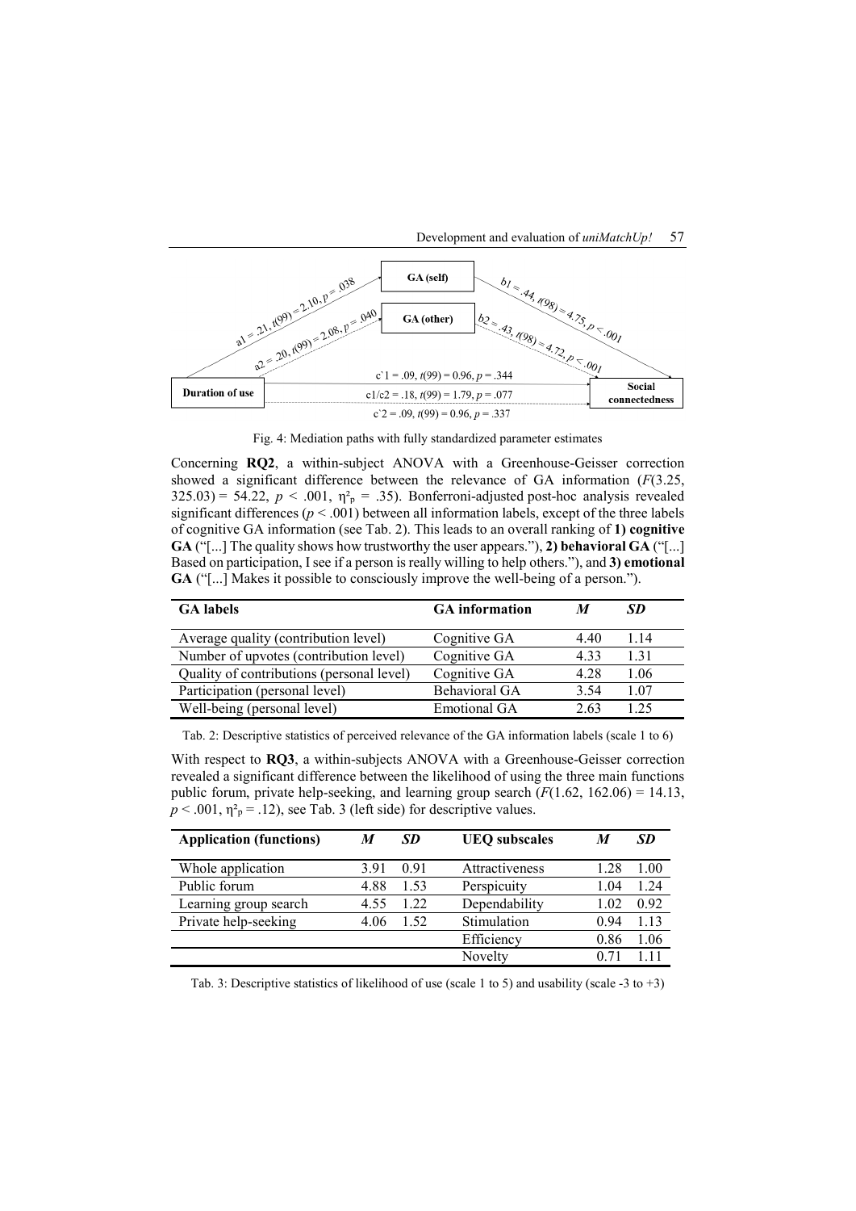GA (self)

GA (other)

Duration of use

Social connectedness

a1 = .21, $t(99) = 2.10$, $p = .038$

a2 = .20, $t(99) = 2.08$, $p = .040$

b1 = .44, $t(98) = 4.75$, $p < .001$

b2 = .43, $t(98) = 4.72$, $p < .001$

c`1 = .09, $t(99) = 0.96$, $p = .344$

c1/c2 = .18, $t(99) = 1.79$, $p = .077$

c`2 = .09, $t(99) = 0.96$, $p = .337$

Fig. 4: Mediation paths with fully standardized parameter estimates

Concerning **RQ2**, a within-subject ANOVA with a Greenhouse-Geisser correction showed a significant difference between the relevance of GA information ($F(3.25, 325.03) = 54.22$, $p < .001$, $\eta^2_p = .35$). Bonferroni-adjusted post-hoc analysis revealed significant differences ($p < .001$) between all information labels, except of the three labels of cognitive GA information (see Tab. 2). This leads to an overall ranking of **1) cognitive GA** ("[...] The quality shows how trustworthy the user appears."), **2) behavioral GA** ("[...] Based on participation, I see if a person is really willing to help others."), and **3) emotional GA** ("[...] Makes it possible to consciously improve the well-being of a person.").

| GA labels | GA information | *M* | *SD* |
|---|---|---|---|
| Average quality (contribution level) | Cognitive GA | 4.40 | 1.14 |
| Number of upvotes (contribution level) | Cognitive GA | 4.33 | 1.31 |
| Quality of contributions (personal level) | Cognitive GA | 4.28 | 1.06 |
| Participation (personal level) | Behavioral GA | 3.54 | 1.07 |
| Well-being (personal level) | Emotional GA | 2.63 | 1.25 |

Tab. 2: Descriptive statistics of perceived relevance of the GA information labels (scale 1 to 6)

With respect to **RQ3**, a within-subjects ANOVA with a Greenhouse-Geisser correction revealed a significant difference between the likelihood of using the three main functions public forum, private help-seeking, and learning group search ($F(1.62, 162.06) = 14.13$, $p < .001$, $\eta^2_p = .12$), see Tab. 3 (left side) for descriptive values.

| Application (functions) | *M* | *SD* | UEQ subscales | *M* | *SD* |
|---|---|---|---|---|---|
| Whole application | 3.91 | 0.91 | Attractiveness | 1.28 | 1.00 |
| Public forum | 4.88 | 1.53 | Perspicuity | 1.04 | 1.24 |
| Learning group search | 4.55 | 1.22 | Dependability | 1.02 | 0.92 |
| Private help-seeking | 4.06 | 1.52 | Stimulation | 0.94 | 1.13 |
| | | | Efficiency | 0.86 | 1.06 |
| | | | Novelty | 0.71 | 1.11 |

Tab. 3: Descriptive statistics of likelihood of use (scale 1 to 5) and usability (scale -3 to +3)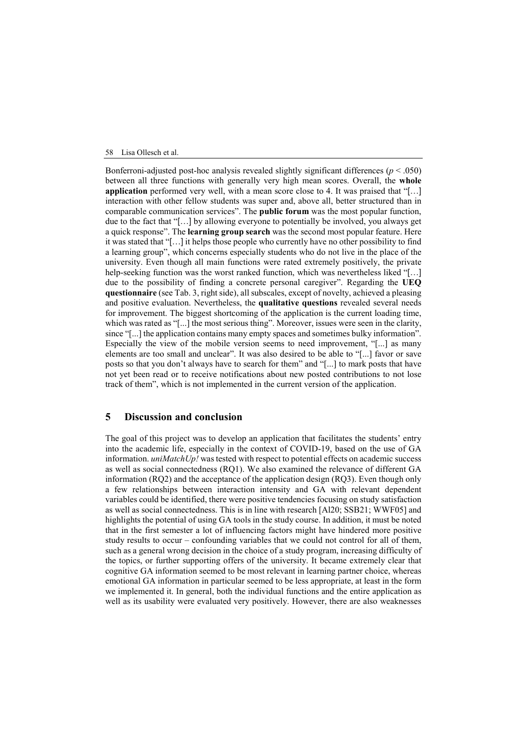Bonferroni-adjusted post-hoc analysis revealed slightly significant differences ($p < .050$) between all three functions with generally very high mean scores. Overall, the **whole application** performed very well, with a mean score close to 4. It was praised that "[…] interaction with other fellow students was super and, above all, better structured than in comparable communication services". The **public forum** was the most popular function, due to the fact that "[…] by allowing everyone to potentially be involved, you always get a quick response". The **learning group search** was the second most popular feature. Here it was stated that "[…] it helps those people who currently have no other possibility to find a learning group", which concerns especially students who do not live in the place of the university. Even though all main functions were rated extremely positively, the private help-seeking function was the worst ranked function, which was nevertheless liked "[…] due to the possibility of finding a concrete personal caregiver". Regarding the **UEQ questionnaire** (see Tab. 3, right side), all subscales, except of novelty, achieved a pleasing and positive evaluation. Nevertheless, the **qualitative questions** revealed several needs for improvement. The biggest shortcoming of the application is the current loading time, which was rated as "[...] the most serious thing". Moreover, issues were seen in the clarity, since "[...] the application contains many empty spaces and sometimes bulky information". Especially the view of the mobile version seems to need improvement, "[...] as many elements are too small and unclear". It was also desired to be able to "[...] favor or save posts so that you don't always have to search for them" and "[...] to mark posts that have not yet been read or to receive notifications about new posted contributions to not lose track of them", which is not implemented in the current version of the application.

## 5 Discussion and conclusion

The goal of this project was to develop an application that facilitates the students' entry into the academic life, especially in the context of COVID-19, based on the use of GA information. *uniMatchUp!* was tested with respect to potential effects on academic success as well as social connectedness (RQ1). We also examined the relevance of different GA information (RQ2) and the acceptance of the application design (RQ3). Even though only a few relationships between interaction intensity and GA with relevant dependent variables could be identified, there were positive tendencies focusing on study satisfaction as well as social connectedness. This is in line with research [Al20; SSB21; WWF05] and highlights the potential of using GA tools in the study course. In addition, it must be noted that in the first semester a lot of influencing factors might have hindered more positive study results to occur – confounding variables that we could not control for all of them, such as a general wrong decision in the choice of a study program, increasing difficulty of the topics, or further supporting offers of the university. It became extremely clear that cognitive GA information seemed to be most relevant in learning partner choice, whereas emotional GA information in particular seemed to be less appropriate, at least in the form we implemented it. In general, both the individual functions and the entire application as well as its usability were evaluated very positively. However, there are also weaknesses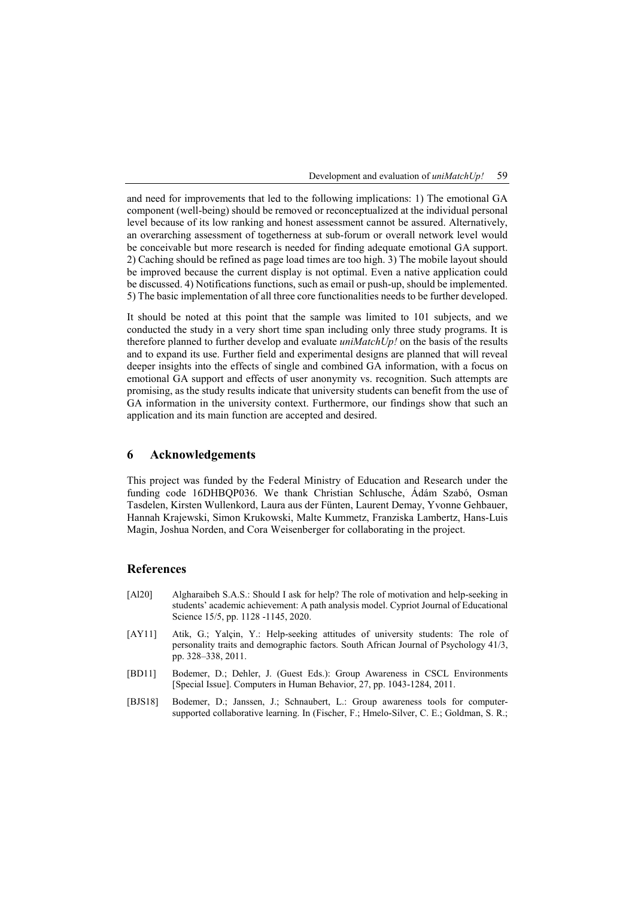and need for improvements that led to the following implications: 1) The emotional GA component (well-being) should be removed or reconceptualized at the individual personal level because of its low ranking and honest assessment cannot be assured. Alternatively, an overarching assessment of togetherness at sub-forum or overall network level would be conceivable but more research is needed for finding adequate emotional GA support. 2) Caching should be refined as page load times are too high. 3) The mobile layout should be improved because the current display is not optimal. Even a native application could be discussed. 4) Notifications functions, such as email or push-up, should be implemented. 5) The basic implementation of all three core functionalities needs to be further developed.

It should be noted at this point that the sample was limited to 101 subjects, and we conducted the study in a very short time span including only three study programs. It is therefore planned to further develop and evaluate *uniMatchUp!* on the basis of the results and to expand its use. Further field and experimental designs are planned that will reveal deeper insights into the effects of single and combined GA information, with a focus on emotional GA support and effects of user anonymity vs. recognition. Such attempts are promising, as the study results indicate that university students can benefit from the use of GA information in the university context. Furthermore, our findings show that such an application and its main function are accepted and desired.

## 6 Acknowledgements

This project was funded by the Federal Ministry of Education and Research under the funding code 16DHBQP036. We thank Christian Schlusche, Ádám Szabó, Osman Tasdelen, Kirsten Wullenkord, Laura aus der Fünten, Laurent Demay, Yvonne Gehbauer, Hannah Krajewski, Simon Krukowski, Malte Kummetz, Franziska Lambertz, Hans-Luis Magin, Joshua Norden, and Cora Weisenberger for collaborating in the project.

## References

[Al20] Algharaibeh S.A.S.: Should I ask for help? The role of motivation and help-seeking in students' academic achievement: A path analysis model. Cypriot Journal of Educational Science 15/5, pp. 1128 -1145, 2020.

[AY11] Atik, G.; Yalçin, Y.: Help-seeking attitudes of university students: The role of personality traits and demographic factors. South African Journal of Psychology 41/3, pp. 328–338, 2011.

[BD11] Bodemer, D.; Dehler, J. (Guest Eds.): Group Awareness in CSCL Environments [Special Issue]. Computers in Human Behavior, 27, pp. 1043-1284, 2011.

[BJS18] Bodemer, D.; Janssen, J.; Schnaubert, L.: Group awareness tools for computer-supported collaborative learning. In (Fischer, F.; Hmelo-Silver, C. E.; Goldman, S. R.;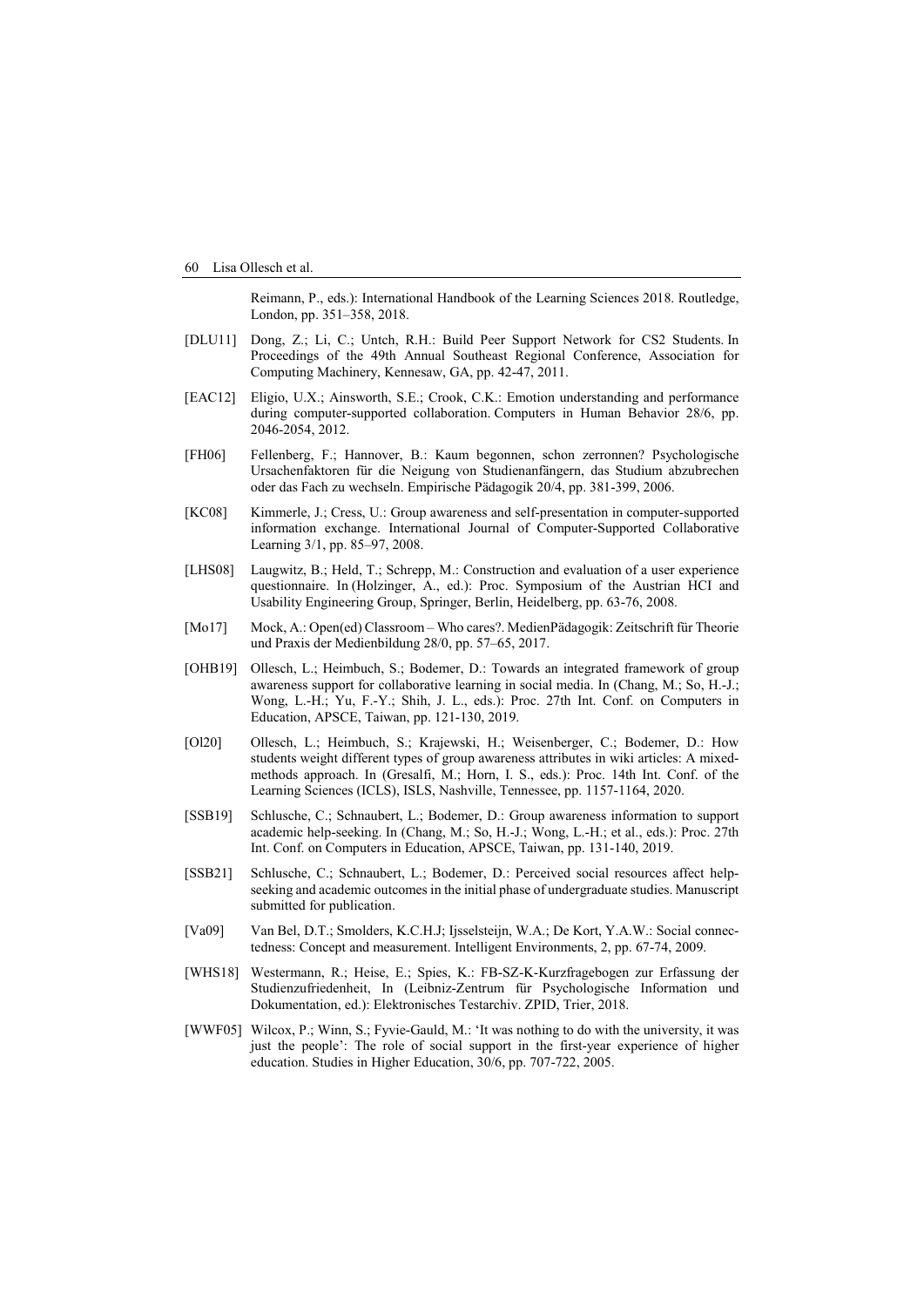Reimann, P., eds.): International Handbook of the Learning Sciences 2018. Routledge, London, pp. 351–358, 2018.

[DLU11] Dong, Z.; Li, C.; Untch, R.H.: Build Peer Support Network for CS2 Students. In Proceedings of the 49th Annual Southeast Regional Conference, Association for Computing Machinery, Kennesaw, GA, pp. 42-47, 2011.

[EAC12] Eligio, U.X.; Ainsworth, S.E.; Crook, C.K.: Emotion understanding and performance during computer-supported collaboration. Computers in Human Behavior 28/6, pp. 2046-2054, 2012.

[FH06] Fellenberg, F.; Hannover, B.: Kaum begonnen, schon zerronnen? Psychologische Ursachenfaktoren für die Neigung von Studienanfängern, das Studium abzubrechen oder das Fach zu wechseln. Empirische Pädagogik 20/4, pp. 381-399, 2006.

[KC08] Kimmerle, J.; Cress, U.: Group awareness and self-presentation in computer-supported information exchange. International Journal of Computer-Supported Collaborative Learning 3/1, pp. 85–97, 2008.

[LHS08] Laugwitz, B.; Held, T.; Schrepp, M.: Construction and evaluation of a user experience questionnaire. In (Holzinger, A., ed.): Proc. Symposium of the Austrian HCI and Usability Engineering Group, Springer, Berlin, Heidelberg, pp. 63-76, 2008.

[Mo17] Mock, A.: Open(ed) Classroom – Who cares?. MedienPädagogik: Zeitschrift für Theorie und Praxis der Medienbildung 28/0, pp. 57–65, 2017.

[OHB19] Ollesch, L.; Heimbuch, S.; Bodemer, D.: Towards an integrated framework of group awareness support for collaborative learning in social media. In (Chang, M.; So, H.-J.; Wong, L.-H.; Yu, F.-Y.; Shih, J. L., eds.): Proc. 27th Int. Conf. on Computers in Education, APSCE, Taiwan, pp. 121-130, 2019.

[Ol20] Ollesch, L.; Heimbuch, S.; Krajewski, H.; Weisenberger, C.; Bodemer, D.: How students weight different types of group awareness attributes in wiki articles: A mixed-methods approach. In (Gresalfi, M.; Horn, I. S., eds.): Proc. 14th Int. Conf. of the Learning Sciences (ICLS), ISLS, Nashville, Tennessee, pp. 1157-1164, 2020.

[SSB19] Schlusche, C.; Schnaubert, L.; Bodemer, D.: Group awareness information to support academic help-seeking. In (Chang, M.; So, H.-J.; Wong, L.-H.; et al., eds.): Proc. 27th Int. Conf. on Computers in Education, APSCE, Taiwan, pp. 131-140, 2019.

[SSB21] Schlusche, C.; Schnaubert, L.; Bodemer, D.: Perceived social resources affect help-seeking and academic outcomes in the initial phase of undergraduate studies. Manuscript submitted for publication.

[Va09] Van Bel, D.T.; Smolders, K.C.H.J; Ijsselsteijn, W.A.; De Kort, Y.A.W.: Social connectedness: Concept and measurement. Intelligent Environments, 2, pp. 67-74, 2009.

[WHS18] Westermann, R.; Heise, E.; Spies, K.: FB-SZ-K-Kurzfragebogen zur Erfassung der Studienzufriedenheit, In (Leibniz-Zentrum für Psychologische Information und Dokumentation, ed.): Elektronisches Testarchiv. ZPID, Trier, 2018.

[WWF05] Wilcox, P.; Winn, S.; Fyvie-Gauld, M.: 'It was nothing to do with the university, it was just the people': The role of social support in the first-year experience of higher education. Studies in Higher Education, 30/6, pp. 707-722, 2005.